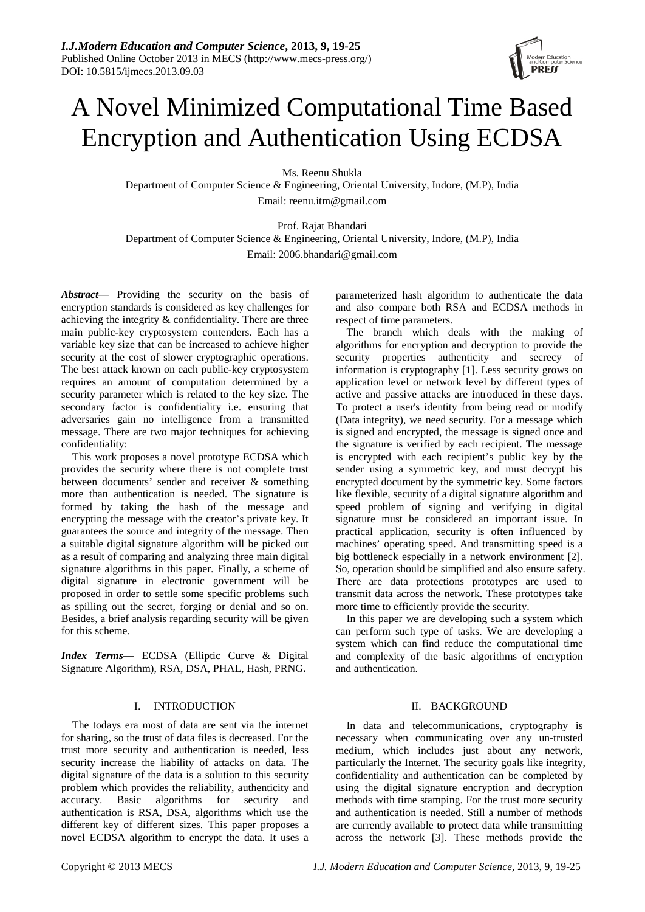*I.J.Modern Education and Computer Science*, **2013, 9, 19-25**
Published Online October 2013 in MECS (http://www.mecs-press.org/)
DOI: 10.5815/ijmecs.2013.09.03

# A Novel Minimized Computational Time Based Encryption and Authentication Using ECDSA

Ms. Reenu Shukla
Department of Computer Science & Engineering, Oriental University, Indore, (M.P), India
Email: reenu.itm@gmail.com

Prof. Rajat Bhandari
Department of Computer Science & Engineering, Oriental University, Indore, (M.P), India
Email: 2006.bhandari@gmail.com

***Abstract*** — Providing the security on the basis of encryption standards is considered as key challenges for achieving the integrity & confidentiality. There are three main public-key cryptosystem contenders. Each has a variable key size that can be increased to achieve higher security at the cost of slower cryptographic operations. The best attack known on each public-key cryptosystem requires an amount of computation determined by a security parameter which is related to the key size. The secondary factor is confidentiality i.e. ensuring that adversaries gain no intelligence from a transmitted message. There are two major techniques for achieving confidentiality:

This work proposes a novel prototype ECDSA which provides the security where there is not complete trust between documents' sender and receiver & something more than authentication is needed. The signature is formed by taking the hash of the message and encrypting the message with the creator's private key. It guarantees the source and integrity of the message. Then a suitable digital signature algorithm will be picked out as a result of comparing and analyzing three main digital signature algorithms in this paper. Finally, a scheme of digital signature in electronic government will be proposed in order to settle some specific problems such as spilling out the secret, forging or denial and so on. Besides, a brief analysis regarding security will be given for this scheme.

***Index Terms*****—** ECDSA (Elliptic Curve & Digital Signature Algorithm), RSA, DSA, PHAL, Hash, PRNG**.**

## I. INTRODUCTION

The todays era most of data are sent via the internet for sharing, so the trust of data files is decreased. For the trust more security and authentication is needed, less security increase the liability of attacks on data. The digital signature of the data is a solution to this security problem which provides the reliability, authenticity and accuracy. Basic algorithms for security and authentication is RSA, DSA, algorithms which use the different key of different sizes. This paper proposes a novel ECDSA algorithm to encrypt the data. It uses a parameterized hash algorithm to authenticate the data and also compare both RSA and ECDSA methods in respect of time parameters.

The branch which deals with the making of algorithms for encryption and decryption to provide the security properties authenticity and secrecy of information is cryptography [1]. Less security grows on application level or network level by different types of active and passive attacks are introduced in these days. To protect a user's identity from being read or modify (Data integrity), we need security. For a message which is signed and encrypted, the message is signed once and the signature is verified by each recipient. The message is encrypted with each recipient's public key by the sender using a symmetric key, and must decrypt his encrypted document by the symmetric key. Some factors like flexible, security of a digital signature algorithm and speed problem of signing and verifying in digital signature must be considered an important issue. In practical application, security is often influenced by machines' operating speed. And transmitting speed is a big bottleneck especially in a network environment [2]. So, operation should be simplified and also ensure safety. There are data protections prototypes are used to transmit data across the network. These prototypes take more time to efficiently provide the security.

In this paper we are developing such a system which can perform such type of tasks. We are developing a system which can find reduce the computational time and complexity of the basic algorithms of encryption and authentication.

## II. BACKGROUND

In data and telecommunications, cryptography is necessary when communicating over any un-trusted medium, which includes just about any network, particularly the Internet. The security goals like integrity, confidentiality and authentication can be completed by using the digital signature encryption and decryption methods with time stamping. For the trust more security and authentication is needed. Still a number of methods are currently available to protect data while transmitting across the network [3]. These methods provide the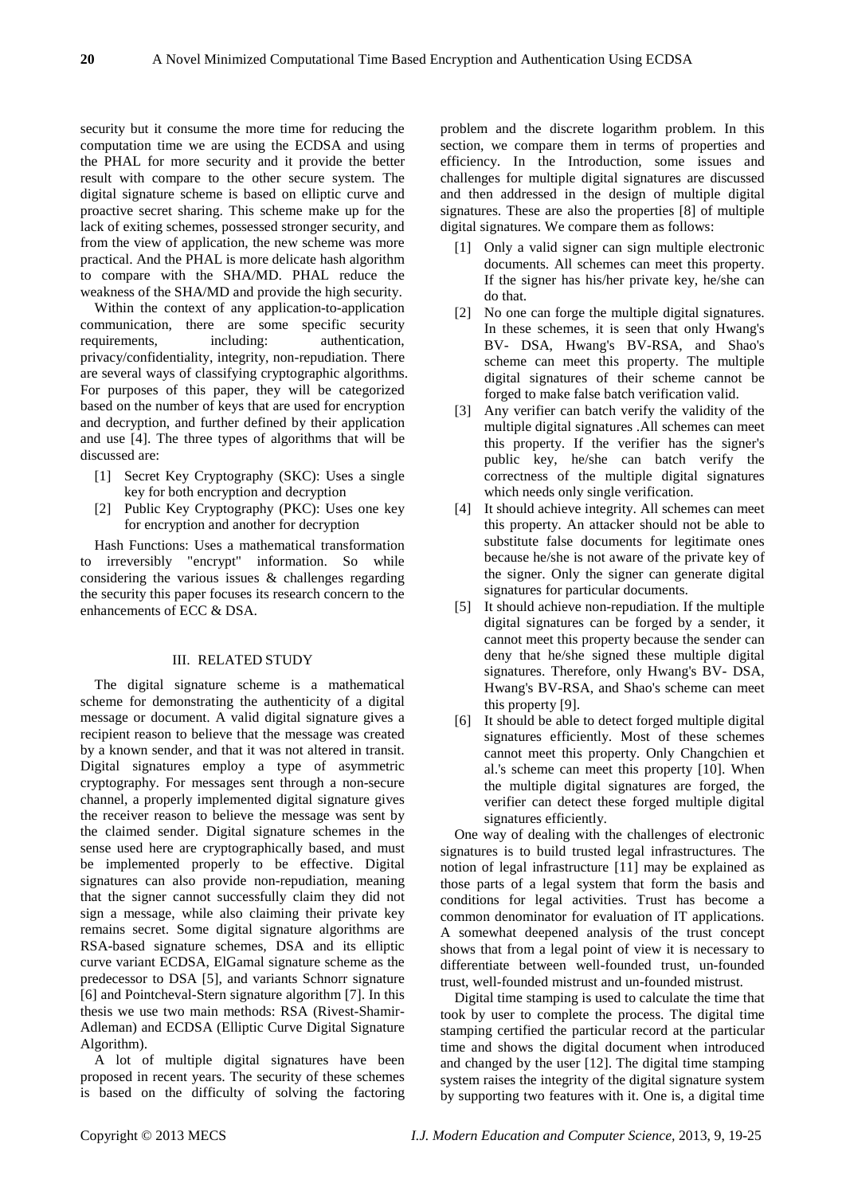security but it consume the more time for reducing the computation time we are using the ECDSA and using the PHAL for more security and it provide the better result with compare to the other secure system. The digital signature scheme is based on elliptic curve and proactive secret sharing. This scheme make up for the lack of exiting schemes, possessed stronger security, and from the view of application, the new scheme was more practical. And the PHAL is more delicate hash algorithm to compare with the SHA/MD. PHAL reduce the weakness of the SHA/MD and provide the high security.

Within the context of any application-to-application communication, there are some specific security requirements, including: authentication, privacy/confidentiality, integrity, non-repudiation. There are several ways of classifying cryptographic algorithms. For purposes of this paper, they will be categorized based on the number of keys that are used for encryption and decryption, and further defined by their application and use [4]. The three types of algorithms that will be discussed are:

[1] Secret Key Cryptography (SKC): Uses a single key for both encryption and decryption

[2] Public Key Cryptography (PKC): Uses one key for encryption and another for decryption

Hash Functions: Uses a mathematical transformation to irreversibly "encrypt" information. So while considering the various issues & challenges regarding the security this paper focuses its research concern to the enhancements of ECC & DSA.

## III. RELATED STUDY

The digital signature scheme is a mathematical scheme for demonstrating the authenticity of a digital message or document. A valid digital signature gives a recipient reason to believe that the message was created by a known sender, and that it was not altered in transit. Digital signatures employ a type of asymmetric cryptography. For messages sent through a non-secure channel, a properly implemented digital signature gives the receiver reason to believe the message was sent by the claimed sender. Digital signature schemes in the sense used here are cryptographically based, and must be implemented properly to be effective. Digital signatures can also provide non-repudiation, meaning that the signer cannot successfully claim they did not sign a message, while also claiming their private key remains secret. Some digital signature algorithms are RSA-based signature schemes, DSA and its elliptic curve variant ECDSA, ElGamal signature scheme as the predecessor to DSA [5], and variants Schnorr signature [6] and Pointcheval-Stern signature algorithm [7]. In this thesis we use two main methods: RSA (Rivest-Shamir-Adleman) and ECDSA (Elliptic Curve Digital Signature Algorithm).

A lot of multiple digital signatures have been proposed in recent years. The security of these schemes is based on the difficulty of solving the factoring problem and the discrete logarithm problem. In this section, we compare them in terms of properties and efficiency. In the Introduction, some issues and challenges for multiple digital signatures are discussed and then addressed in the design of multiple digital signatures. These are also the properties [8] of multiple digital signatures. We compare them as follows:

[1] Only a valid signer can sign multiple electronic documents. All schemes can meet this property. If the signer has his/her private key, he/she can do that.

[2] No one can forge the multiple digital signatures. In these schemes, it is seen that only Hwang's BV- DSA, Hwang's BV-RSA, and Shao's scheme can meet this property. The multiple digital signatures of their scheme cannot be forged to make false batch verification valid.

[3] Any verifier can batch verify the validity of the multiple digital signatures .All schemes can meet this property. If the verifier has the signer's public key, he/she can batch verify the correctness of the multiple digital signatures which needs only single verification.

[4] It should achieve integrity. All schemes can meet this property. An attacker should not be able to substitute false documents for legitimate ones because he/she is not aware of the private key of the signer. Only the signer can generate digital signatures for particular documents.

[5] It should achieve non-repudiation. If the multiple digital signatures can be forged by a sender, it cannot meet this property because the sender can deny that he/she signed these multiple digital signatures. Therefore, only Hwang's BV- DSA, Hwang's BV-RSA, and Shao's scheme can meet this property [9].

[6] It should be able to detect forged multiple digital signatures efficiently. Most of these schemes cannot meet this property. Only Changchien et al.'s scheme can meet this property [10]. When the multiple digital signatures are forged, the verifier can detect these forged multiple digital signatures efficiently.

One way of dealing with the challenges of electronic signatures is to build trusted legal infrastructures. The notion of legal infrastructure [11] may be explained as those parts of a legal system that form the basis and conditions for legal activities. Trust has become a common denominator for evaluation of IT applications. A somewhat deepened analysis of the trust concept shows that from a legal point of view it is necessary to differentiate between well-founded trust, un-founded trust, well-founded mistrust and un-founded mistrust.

Digital time stamping is used to calculate the time that took by user to complete the process. The digital time stamping certified the particular record at the particular time and shows the digital document when introduced and changed by the user [12]. The digital time stamping system raises the integrity of the digital signature system by supporting two features with it. One is, a digital time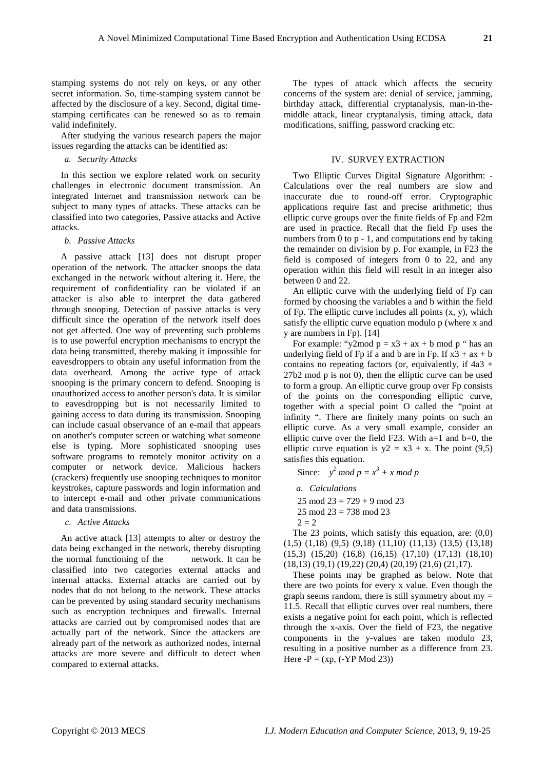stamping systems do not rely on keys, or any other secret information. So, time-stamping system cannot be affected by the disclosure of a key. Second, digital time-stamping certificates can be renewed so as to remain valid indefinitely.

After studying the various research papers the major issues regarding the attacks can be identified as:

*a. Security Attacks*

In this section we explore related work on security challenges in electronic document transmission. An integrated Internet and transmission network can be subject to many types of attacks. These attacks can be classified into two categories, Passive attacks and Active attacks.

*b. Passive Attacks*

A passive attack [13] does not disrupt proper operation of the network. The attacker snoops the data exchanged in the network without altering it. Here, the requirement of confidentiality can be violated if an attacker is also able to interpret the data gathered through snooping. Detection of passive attacks is very difficult since the operation of the network itself does not get affected. One way of preventing such problems is to use powerful encryption mechanisms to encrypt the data being transmitted, thereby making it impossible for eavesdroppers to obtain any useful information from the data overheard. Among the active type of attack snooping is the primary concern to defend. Snooping is unauthorized access to another person's data. It is similar to eavesdropping but is not necessarily limited to gaining access to data during its transmission. Snooping can include casual observance of an e-mail that appears on another's computer screen or watching what someone else is typing. More sophisticated snooping uses software programs to remotely monitor activity on a computer or network device. Malicious hackers (crackers) frequently use snooping techniques to monitor keystrokes, capture passwords and login information and to intercept e-mail and other private communications and data transmissions.

*c. Active Attacks*

An active attack [13] attempts to alter or destroy the data being exchanged in the network, thereby disrupting the normal functioning of the network. It can be classified into two categories external attacks and internal attacks. External attacks are carried out by nodes that do not belong to the network. These attacks can be prevented by using standard security mechanisms such as encryption techniques and firewalls. Internal attacks are carried out by compromised nodes that are actually part of the network. Since the attackers are already part of the network as authorized nodes, internal attacks are more severe and difficult to detect when compared to external attacks.

The types of attack which affects the security concerns of the system are: denial of service, jamming, birthday attack, differential cryptanalysis, man-in-the-middle attack, linear cryptanalysis, timing attack, data modifications, sniffing, password cracking etc.

## IV. SURVEY EXTRACTION

Two Elliptic Curves Digital Signature Algorithm: - Calculations over the real numbers are slow and inaccurate due to round-off error. Cryptographic applications require fast and precise arithmetic; thus elliptic curve groups over the finite fields of Fp and F2m are used in practice. Recall that the field Fp uses the numbers from 0 to p - 1, and computations end by taking the remainder on division by p. For example, in F23 the field is composed of integers from 0 to 22, and any operation within this field will result in an integer also between 0 and 22.

An elliptic curve with the underlying field of Fp can formed by choosing the variables a and b within the field of Fp. The elliptic curve includes all points (x, y), which satisfy the elliptic curve equation modulo p (where x and y are numbers in Fp). [14]

For example: "y2mod p = x3 + ax + b mod p " has an underlying field of Fp if a and b are in Fp. If x3 + ax + b contains no repeating factors (or, equivalently, if 4a3 + 27b2 mod p is not 0), then the elliptic curve can be used to form a group. An elliptic curve group over Fp consists of the points on the corresponding elliptic curve, together with a special point O called the "point at infinity ". There are finitely many points on such an elliptic curve. As a very small example, consider an elliptic curve over the field F23. With a=1 and b=0, the elliptic curve equation is y2 = x3 + x. The point (9,5) satisfies this equation.

Since: $y^2 \bmod p = x^3 + x \bmod p$

*a. Calculations*

25 mod 23 = 729 + 9 mod 23

25 mod 23 = 738 mod 23

2 = 2

The 23 points, which satisfy this equation, are: (0,0) (1,5) (1,18) (9,5) (9,18) (11,10) (11,13) (13,5) (13,18) (15,3) (15,20) (16,8) (16,15) (17,10) (17,13) (18,10) (18,13) (19,1) (19,22) (20,4) (20,19) (21,6) (21,17).

These points may be graphed as below. Note that there are two points for every x value. Even though the graph seems random, there is still symmetry about my = 11.5. Recall that elliptic curves over real numbers, there exists a negative point for each point, which is reflected through the x-axis. Over the field of F23, the negative components in the y-values are taken modulo 23, resulting in a positive number as a difference from 23. Here -P = (xp, (-YP Mod 23))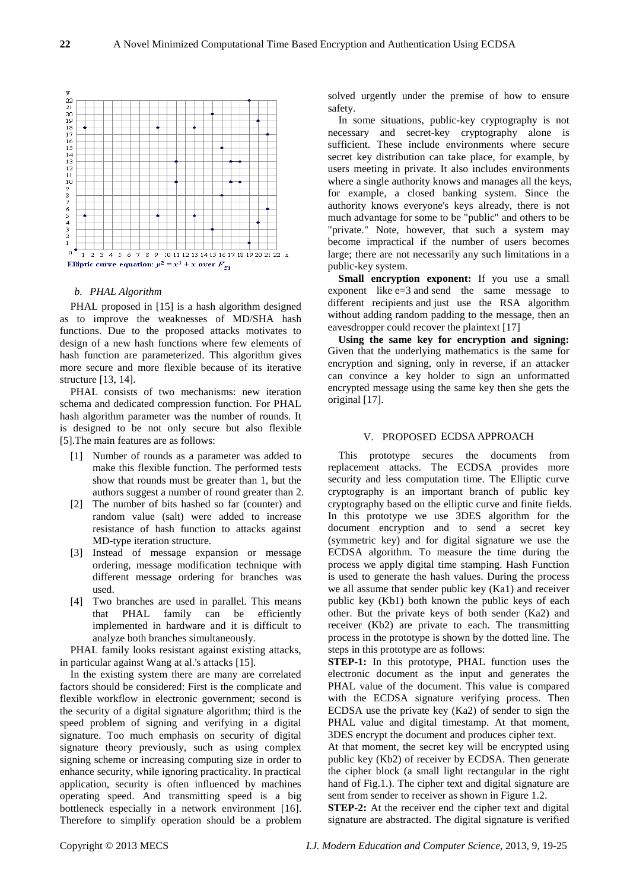Elliptic curve equation: $y^2 = x^3 + x$ over $F_{23}$

### b. PHAL Algorithm

PHAL proposed in [15] is a hash algorithm designed as to improve the weaknesses of MD/SHA hash functions. Due to the proposed attacks motivates to design of a new hash functions where few elements of hash function are parameterized. This algorithm gives more secure and more flexible because of its iterative structure [13, 14].

PHAL consists of two mechanisms: new iteration schema and dedicated compression function. For PHAL hash algorithm parameter was the number of rounds. It is designed to be not only secure but also flexible [5].The main features are as follows:

[1] Number of rounds as a parameter was added to make this flexible function. The performed tests show that rounds must be greater than 1, but the authors suggest a number of round greater than 2.

[2] The number of bits hashed so far (counter) and random value (salt) were added to increase resistance of hash function to attacks against MD-type iteration structure.

[3] Instead of message expansion or message ordering, message modification technique with different message ordering for branches was used.

[4] Two branches are used in parallel. This means that PHAL family can be efficiently implemented in hardware and it is difficult to analyze both branches simultaneously.

PHAL family looks resistant against existing attacks, in particular against Wang at al.'s attacks [15].

In the existing system there are many are correlated factors should be considered: First is the complicate and flexible workflow in electronic government; second is the security of a digital signature algorithm; third is the speed problem of signing and verifying in a digital signature. Too much emphasis on security of digital signature theory previously, such as using complex signing scheme or increasing computing size in order to enhance security, while ignoring practicality. In practical application, security is often influenced by machines operating speed. And transmitting speed is a big bottleneck especially in a network environment [16]. Therefore to simplify operation should be a problem solved urgently under the premise of how to ensure safety.

In some situations, public-key cryptography is not necessary and secret-key cryptography alone is sufficient. These include environments where secure secret key distribution can take place, for example, by users meeting in private. It also includes environments where a single authority knows and manages all the keys, for example, a closed banking system. Since the authority knows everyone's keys already, there is not much advantage for some to be "public" and others to be "private." Note, however, that such a system may become impractical if the number of users becomes large; there are not necessarily any such limitations in a public-key system.

**Small encryption exponent:** If you use a small exponent like e=3 and send the same message to different recipients and just use the RSA algorithm without adding random padding to the message, then an eavesdropper could recover the plaintext [17]

**Using the same key for encryption and signing:** Given that the underlying mathematics is the same for encryption and signing, only in reverse, if an attacker can convince a key holder to sign an unformatted encrypted message using the same key then she gets the original [17].

## V. PROPOSED ECDSA APPROACH

This prototype secures the documents from replacement attacks. The ECDSA provides more security and less computation time. The Elliptic curve cryptography is an important branch of public key cryptography based on the elliptic curve and finite fields. In this prototype we use 3DES algorithm for the document encryption and to send a secret key (symmetric key) and for digital signature we use the ECDSA algorithm. To measure the time during the process we apply digital time stamping. Hash Function is used to generate the hash values. During the process we all assume that sender public key (Ka1) and receiver public key (Kb1) both known the public keys of each other. But the private keys of both sender (Ka2) and receiver (Kb2) are private to each. The transmitting process in the prototype is shown by the dotted line. The steps in this prototype are as follows:

**STEP-1:** In this prototype, PHAL function uses the electronic document as the input and generates the PHAL value of the document. This value is compared with the ECDSA signature verifying process. Then ECDSA use the private key (Ka2) of sender to sign the PHAL value and digital timestamp. At that moment, 3DES encrypt the document and produces cipher text.

At that moment, the secret key will be encrypted using public key (Kb2) of receiver by ECDSA. Then generate the cipher block (a small light rectangular in the right hand of Fig.1.). The cipher text and digital signature are sent from sender to receiver as shown in Figure 1.2.

**STEP-2:** At the receiver end the cipher text and digital signature are abstracted. The digital signature is verified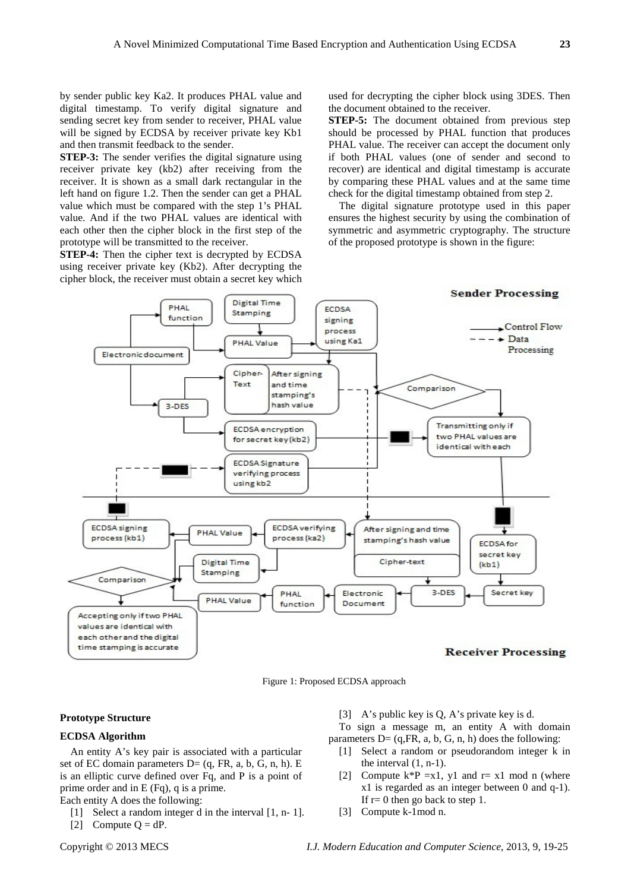by sender public key Ka2. It produces PHAL value and digital timestamp. To verify digital signature and sending secret key from sender to receiver, PHAL value will be signed by ECDSA by receiver private key Kb1 and then transmit feedback to the sender.

**STEP-3:** The sender verifies the digital signature using receiver private key (kb2) after receiving from the receiver. It is shown as a small dark rectangular in the left hand on figure 1.2. Then the sender can get a PHAL value which must be compared with the step 1's PHAL value. And if the two PHAL values are identical with each other then the cipher block in the first step of the prototype will be transmitted to the receiver.

**STEP-4:** Then the cipher text is decrypted by ECDSA using receiver private key (Kb2). After decrypting the cipher block, the receiver must obtain a secret key which used for decrypting the cipher block using 3DES. Then the document obtained to the receiver.

**STEP-5:** The document obtained from previous step should be processed by PHAL function that produces PHAL value. The receiver can accept the document only if both PHAL values (one of sender and second to recover) are identical and digital timestamp is accurate by comparing these PHAL values and at the same time check for the digital timestamp obtained from step 2.

The digital signature prototype used in this paper ensures the highest security by using the combination of symmetric and asymmetric cryptography. The structure of the proposed prototype is shown in the figure:

Figure 1: Proposed ECDSA approach

**Prototype Structure**

**ECDSA Algorithm**

An entity A's key pair is associated with a particular set of EC domain parameters D= (q, FR, a, b, G, n, h). E is an elliptic curve defined over Fq, and P is a point of prime order and in E (Fq), q is a prime.

Each entity A does the following:

[1] Select a random integer d in the interval [1, n- 1].

[2] Compute Q = dP.

[3] A's public key is Q, A's private key is d.

To sign a message m, an entity A with domain parameters D= (q,FR, a, b, G, n, h) does the following:

[1] Select a random or pseudorandom integer k in the interval (1, n-1).

[2] Compute k*P =x1, y1 and r= x1 mod n (where x1 is regarded as an integer between 0 and q-1). If r= 0 then go back to step 1.

[3] Compute k-1mod n.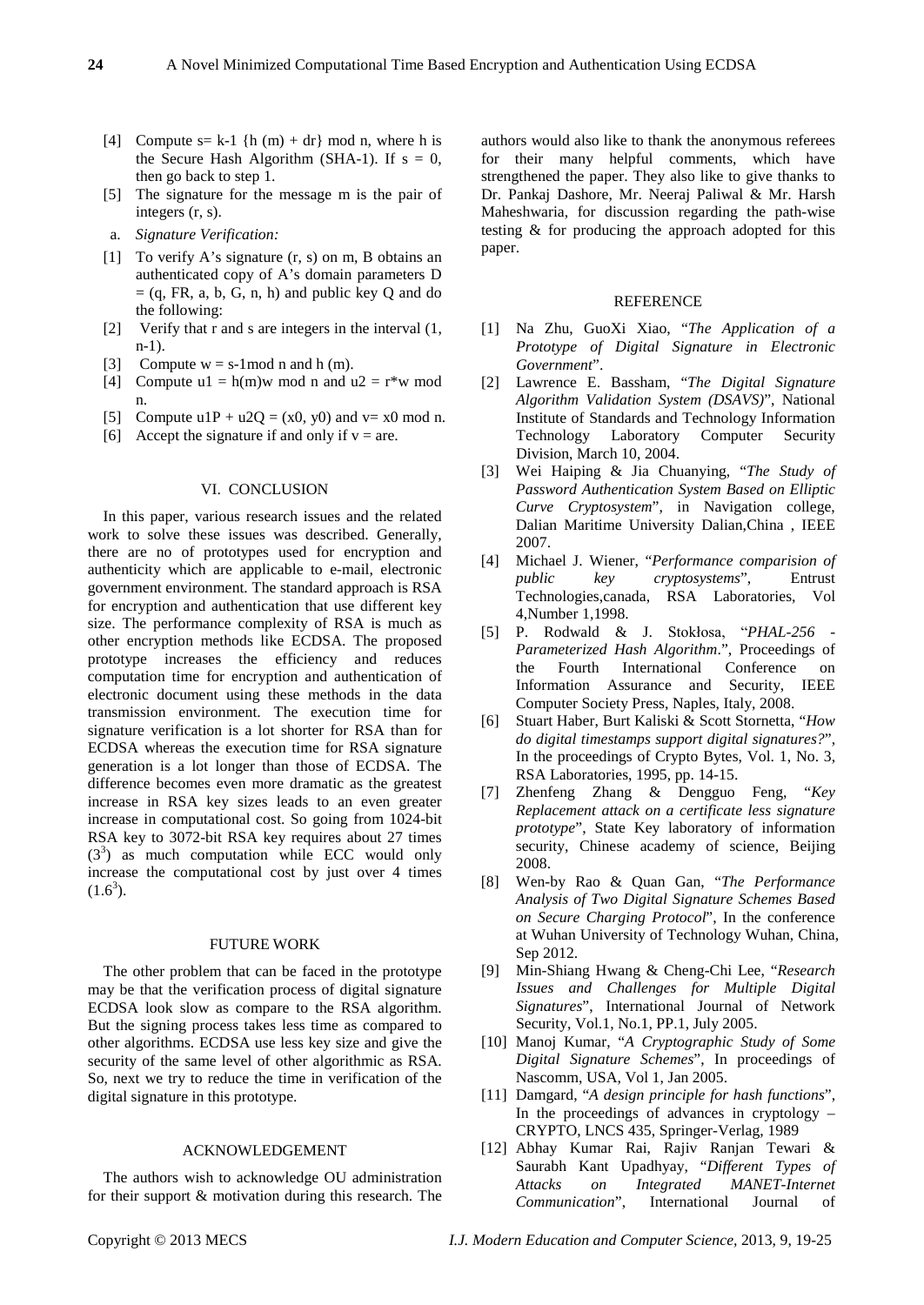[4] Compute s= k-1 {h (m) + dr} mod n, where h is the Secure Hash Algorithm (SHA-1). If s = 0, then go back to step 1.

[5] The signature for the message m is the pair of integers (r, s).

a. *Signature Verification:*

[1] To verify A's signature (r, s) on m, B obtains an authenticated copy of A's domain parameters D = (q, FR, a, b, G, n, h) and public key Q and do the following:

[2] Verify that r and s are integers in the interval (1, n-1).

[3] Compute w = s-1mod n and h (m).

[4] Compute u1 = h(m)w mod n and u2 = r*w mod n.

[5] Compute u1P + u2Q = (x0, y0) and v= x0 mod n.

[6] Accept the signature if and only if v = are.

## VI. CONCLUSION

In this paper, various research issues and the related work to solve these issues was described. Generally, there are no of prototypes used for encryption and authenticity which are applicable to e-mail, electronic government environment. The standard approach is RSA for encryption and authentication that use different key size. The performance complexity of RSA is much as other encryption methods like ECDSA. The proposed prototype increases the efficiency and reduces computation time for encryption and authentication of electronic document using these methods in the data transmission environment. The execution time for signature verification is a lot shorter for RSA than for ECDSA whereas the execution time for RSA signature generation is a lot longer than those of ECDSA. The difference becomes even more dramatic as the greatest increase in RSA key sizes leads to an even greater increase in computational cost. So going from 1024-bit RSA key to 3072-bit RSA key requires about 27 times ($3^3$) as much computation while ECC would only increase the computational cost by just over 4 times ($1.6^3$).

## FUTURE WORK

The other problem that can be faced in the prototype may be that the verification process of digital signature ECDSA look slow as compare to the RSA algorithm. But the signing process takes less time as compared to other algorithms. ECDSA use less key size and give the security of the same level of other algorithmic as RSA. So, next we try to reduce the time in verification of the digital signature in this prototype.

## ACKNOWLEDGEMENT

The authors wish to acknowledge OU administration for their support & motivation during this research. The authors would also like to thank the anonymous referees for their many helpful comments, which have strengthened the paper. They also like to give thanks to Dr. Pankaj Dashore, Mr. Neeraj Paliwal & Mr. Harsh Maheshwaria, for discussion regarding the path-wise testing & for producing the approach adopted for this paper.

## REFERENCE

[1] Na Zhu, GuoXi Xiao, "*The Application of a Prototype of Digital Signature in Electronic Government*".

[2] Lawrence E. Bassham, "*The Digital Signature Algorithm Validation System (DSAVS)*", National Institute of Standards and Technology Information Technology Laboratory Computer Security Division, March 10, 2004.

[3] Wei Haiping & Jia Chuanying, "*The Study of Password Authentication System Based on Elliptic Curve Cryptosystem*", in Navigation college, Dalian Maritime University Dalian,China , IEEE 2007.

[4] Michael J. Wiener, "*Performance comparision of public key cryptosystems*", Entrust Technologies,canada, RSA Laboratories, Vol 4,Number 1,1998.

[5] P. Rodwald & J. Stokłosa, "*PHAL-256 - Parameterized Hash Algorithm*.", Proceedings of the Fourth International Conference on Information Assurance and Security, IEEE Computer Society Press, Naples, Italy, 2008.

[6] Stuart Haber, Burt Kaliski & Scott Stornetta, "*How do digital timestamps support digital signatures?*", In the proceedings of Crypto Bytes, Vol. 1, No. 3, RSA Laboratories, 1995, pp. 14-15.

[7] Zhenfeng Zhang & Dengguo Feng, "*Key Replacement attack on a certificate less signature prototype*", State Key laboratory of information security, Chinese academy of science, Beijing 2008.

[8] Wen-by Rao & Quan Gan, "*The Performance Analysis of Two Digital Signature Schemes Based on Secure Charging Protocol*", In the conference at Wuhan University of Technology Wuhan, China, Sep 2012.

[9] Min-Shiang Hwang & Cheng-Chi Lee, "*Research Issues and Challenges for Multiple Digital Signatures*", International Journal of Network Security, Vol.1, No.1, PP.1, July 2005.

[10] Manoj Kumar, "*A Cryptographic Study of Some Digital Signature Schemes*", In proceedings of Nascomm, USA, Vol 1, Jan 2005.

[11] Damgard, "*A design principle for hash functions*", In the proceedings of advances in cryptology – CRYPTO, LNCS 435, Springer-Verlag, 1989

[12] Abhay Kumar Rai, Rajiv Ranjan Tewari & Saurabh Kant Upadhyay, "*Different Types of Attacks on Integrated MANET-Internet Communication*", International Journal of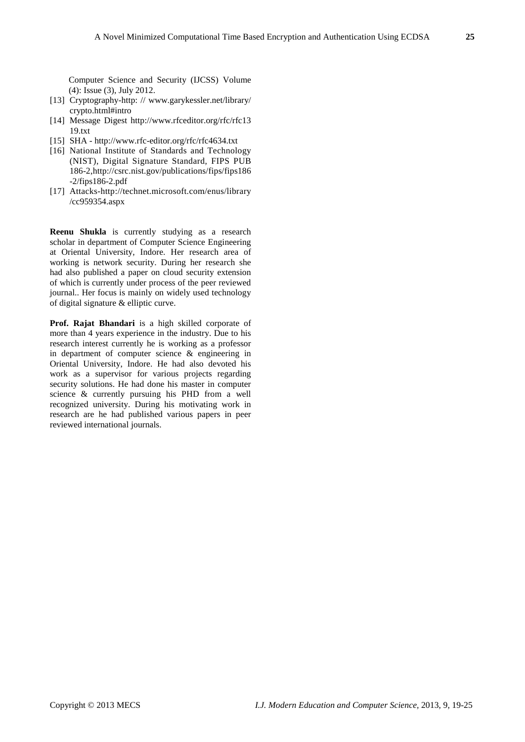Computer Science and Security (IJCSS) Volume (4): Issue (3), July 2012.

[13] Cryptography-http: // www.garykessler.net/library/crypto.html#intro

[14] Message Digest http://www.rfceditor.org/rfc/rfc1319.txt

[15] SHA - http://www.rfc-editor.org/rfc/rfc4634.txt

[16] National Institute of Standards and Technology (NIST), Digital Signature Standard, FIPS PUB 186-2,http://csrc.nist.gov/publications/fips/fips186-2/fips186-2.pdf

[17] Attacks-http://technet.microsoft.com/enus/library/cc959354.aspx

**Reenu Shukla** is currently studying as a research scholar in department of Computer Science Engineering at Oriental University, Indore. Her research area of working is network security. During her research she had also published a paper on cloud security extension of which is currently under process of the peer reviewed journal.. Her focus is mainly on widely used technology of digital signature & elliptic curve.

**Prof. Rajat Bhandari** is a high skilled corporate of more than 4 years experience in the industry. Due to his research interest currently he is working as a professor in department of computer science & engineering in Oriental University, Indore. He had also devoted his work as a supervisor for various projects regarding security solutions. He had done his master in computer science & currently pursuing his PHD from a well recognized university. During his motivating work in research are he had published various papers in peer reviewed international journals.